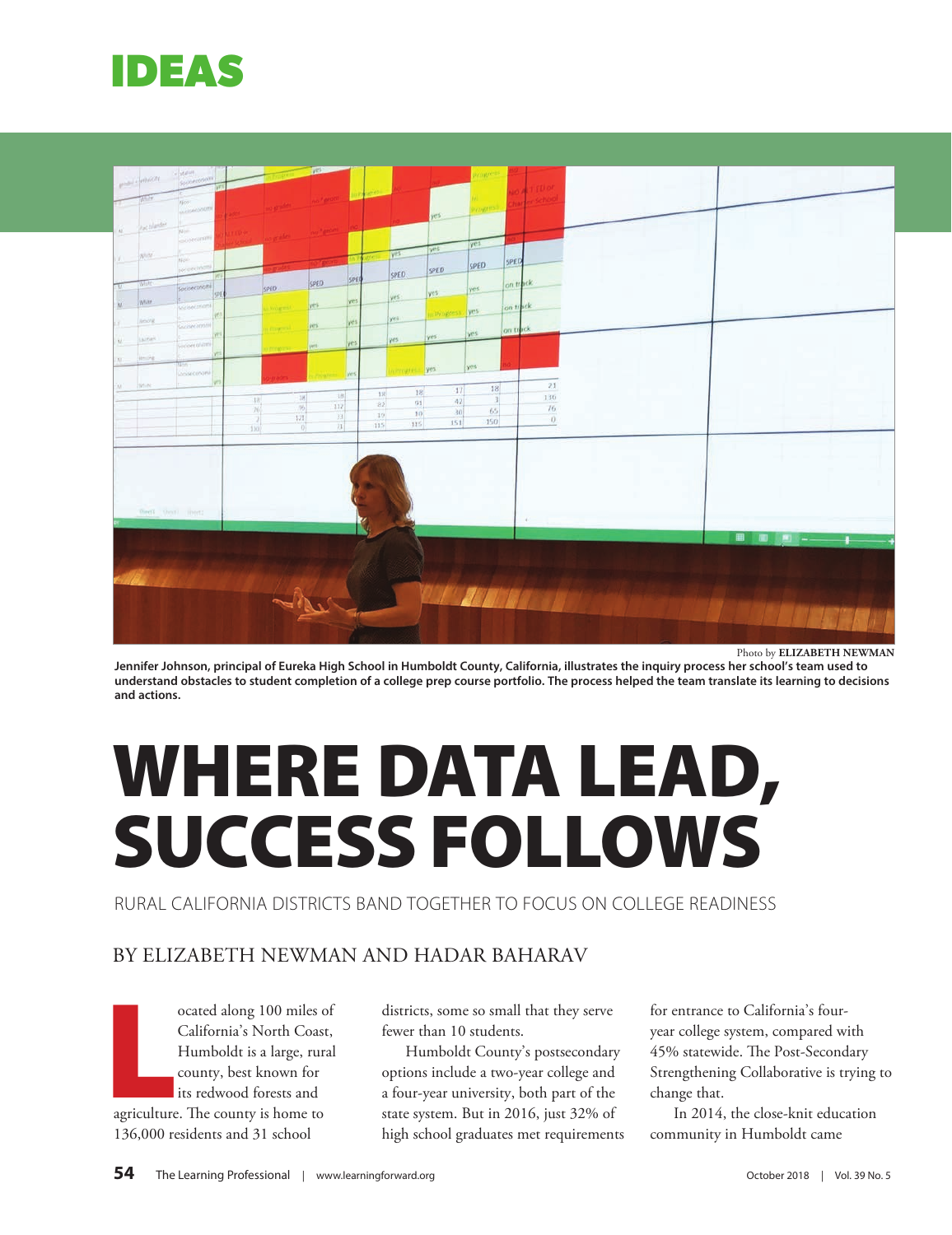IDEAS

Photo by **ELIZABETH NEWMAN**

**Jennifer Johnson, principal of Eureka High School in Humboldt County, California, illustrates the inquiry process her school's team used to understand obstacles to student completion of a college prep course portfolio. The process helped the team translate its learning to decisions and actions.**

# WHERE DATA LEAD, SUCCESS FOLLOWS

RURAL CALIFORNIA DISTRICTS BAND TOGETHER TO FOCUS ON COLLEGE READINESS

BY ELIZABETH NEWMAN AND HADAR BAHARAV

Located along 100 miles of California's North Coast, Humboldt is a large, rural county, best known for its redwood forests and agriculture. The county is home to 136,000 residents and 31 school districts, some so small that they serve fewer than 10 students.

Humboldt County's postsecondary options include a two-year college and a four-year university, both part of the state system. But in 2016, just 32% of high school graduates met requirements for entrance to California's four-year college system, compared with 45% statewide. The Post-Secondary Strengthening Collaborative is trying to change that.

In 2014, the close-knit education community in Humboldt came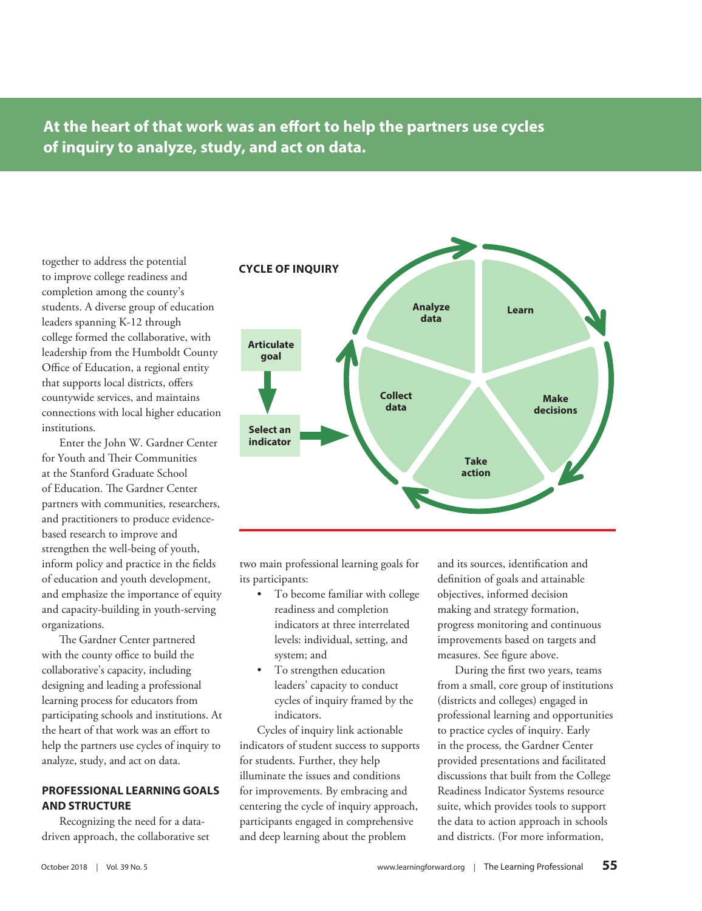**At the heart of that work was an effort to help the partners use cycles of inquiry to analyze, study, and act on data.**

together to address the potential to improve college readiness and completion among the county's students. A diverse group of education leaders spanning K-12 through college formed the collaborative, with leadership from the Humboldt County Office of Education, a regional entity that supports local districts, offers countywide services, and maintains connections with local higher education institutions.

Enter the John W. Gardner Center for Youth and Their Communities at the Stanford Graduate School of Education. The Gardner Center partners with communities, researchers, and practitioners to produce evidence-based research to improve and strengthen the well-being of youth, inform policy and practice in the fields of education and youth development, and emphasize the importance of equity and capacity-building in youth-serving organizations.

The Gardner Center partnered with the county office to build the collaborative's capacity, including designing and leading a professional learning process for educators from participating schools and institutions. At the heart of that work was an effort to help the partners use cycles of inquiry to analyze, study, and act on data.

## PROFESSIONAL LEARNING GOALS AND STRUCTURE

Recognizing the need for a data-driven approach, the collaborative set two main professional learning goals for its participants:

- To become familiar with college readiness and completion indicators at three interrelated levels: individual, setting, and system; and
- To strengthen education leaders' capacity to conduct cycles of inquiry framed by the indicators.

Cycles of inquiry link actionable indicators of student success to supports for students. Further, they help illuminate the issues and conditions for improvements. By embracing and centering the cycle of inquiry approach, participants engaged in comprehensive and deep learning about the problem and its sources, identification and definition of goals and attainable objectives, informed decision making and strategy formation, progress monitoring and continuous improvements based on targets and measures. See figure above.

**CYCLE OF INQUIRY**

Articulate goal

Select an indicator

Collect data

Analyze data

Learn

Make decisions

Take action

During the first two years, teams from a small, core group of institutions (districts and colleges) engaged in professional learning and opportunities to practice cycles of inquiry. Early in the process, the Gardner Center provided presentations and facilitated discussions that built from the College Readiness Indicator Systems resource suite, which provides tools to support the data to action approach in schools and districts. (For more information,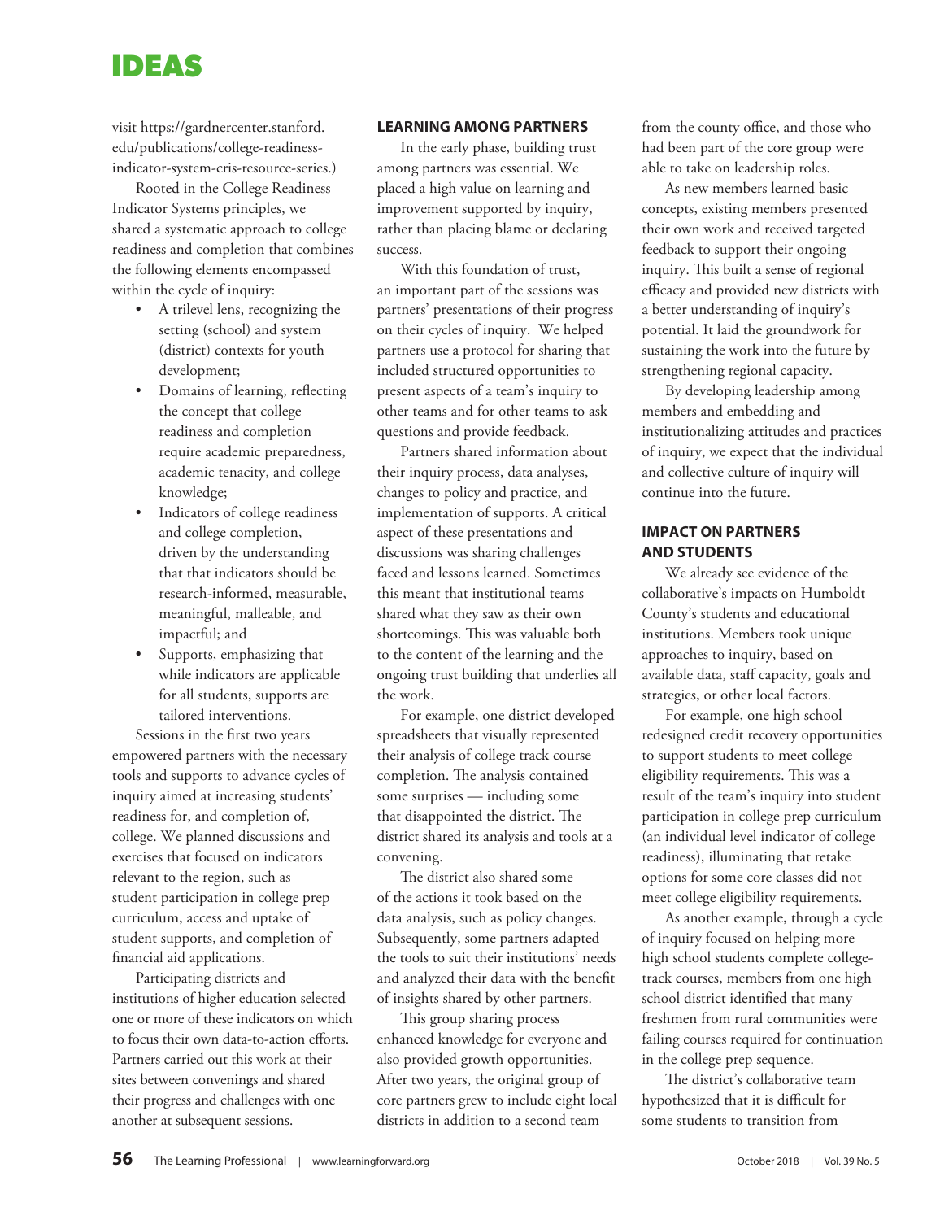visit https://gardnercenter.stanford.edu/publications/college-readiness-indicator-system-cris-resource-series.)

Rooted in the College Readiness Indicator Systems principles, we shared a systematic approach to college readiness and completion that combines the following elements encompassed within the cycle of inquiry:

- A trilevel lens, recognizing the setting (school) and system (district) contexts for youth development;
- Domains of learning, reflecting the concept that college readiness and completion require academic preparedness, academic tenacity, and college knowledge;
- Indicators of college readiness and college completion, driven by the understanding that that indicators should be research-informed, measurable, meaningful, malleable, and impactful; and
- Supports, emphasizing that while indicators are applicable for all students, supports are tailored interventions.

Sessions in the first two years empowered partners with the necessary tools and supports to advance cycles of inquiry aimed at increasing students' readiness for, and completion of, college. We planned discussions and exercises that focused on indicators relevant to the region, such as student participation in college prep curriculum, access and uptake of student supports, and completion of financial aid applications.

Participating districts and institutions of higher education selected one or more of these indicators on which to focus their own data-to-action efforts. Partners carried out this work at their sites between convenings and shared their progress and challenges with one another at subsequent sessions.

## LEARNING AMONG PARTNERS

In the early phase, building trust among partners was essential. We placed a high value on learning and improvement supported by inquiry, rather than placing blame or declaring success.

With this foundation of trust, an important part of the sessions was partners' presentations of their progress on their cycles of inquiry. We helped partners use a protocol for sharing that included structured opportunities to present aspects of a team's inquiry to other teams and for other teams to ask questions and provide feedback.

Partners shared information about their inquiry process, data analyses, changes to policy and practice, and implementation of supports. A critical aspect of these presentations and discussions was sharing challenges faced and lessons learned. Sometimes this meant that institutional teams shared what they saw as their own shortcomings. This was valuable both to the content of the learning and the ongoing trust building that underlies all the work.

For example, one district developed spreadsheets that visually represented their analysis of college track course completion. The analysis contained some surprises — including some that disappointed the district. The district shared its analysis and tools at a convening.

The district also shared some of the actions it took based on the data analysis, such as policy changes. Subsequently, some partners adapted the tools to suit their institutions' needs and analyzed their data with the benefit of insights shared by other partners.

This group sharing process enhanced knowledge for everyone and also provided growth opportunities. After two years, the original group of core partners grew to include eight local districts in addition to a second team from the county office, and those who had been part of the core group were able to take on leadership roles.

As new members learned basic concepts, existing members presented their own work and received targeted feedback to support their ongoing inquiry. This built a sense of regional efficacy and provided new districts with a better understanding of inquiry's potential. It laid the groundwork for sustaining the work into the future by strengthening regional capacity.

By developing leadership among members and embedding and institutionalizing attitudes and practices of inquiry, we expect that the individual and collective culture of inquiry will continue into the future.

## IMPACT ON PARTNERS AND STUDENTS

We already see evidence of the collaborative's impacts on Humboldt County's students and educational institutions. Members took unique approaches to inquiry, based on available data, staff capacity, goals and strategies, or other local factors.

For example, one high school redesigned credit recovery opportunities to support students to meet college eligibility requirements. This was a result of the team's inquiry into student participation in college prep curriculum (an individual level indicator of college readiness), illuminating that retake options for some core classes did not meet college eligibility requirements.

As another example, through a cycle of inquiry focused on helping more high school students complete college-track courses, members from one high school district identified that many freshmen from rural communities were failing courses required for continuation in the college prep sequence.

The district's collaborative team hypothesized that it is difficult for some students to transition from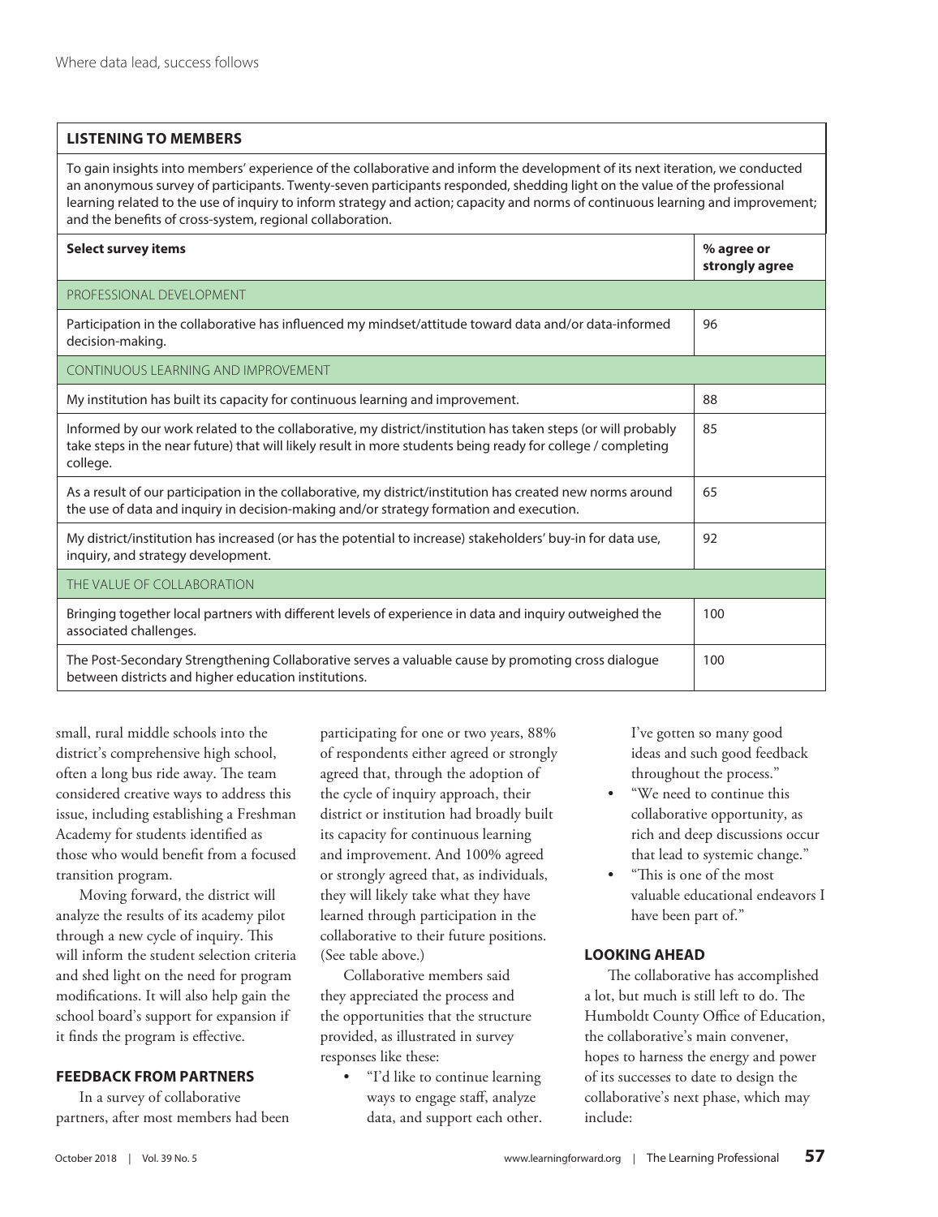## LISTENING TO MEMBERS

To gain insights into members' experience of the collaborative and inform the development of its next iteration, we conducted an anonymous survey of participants. Twenty-seven participants responded, shedding light on the value of the professional learning related to the use of inquiry to inform strategy and action; capacity and norms of continuous learning and improvement; and the benefits of cross-system, regional collaboration.

| Select survey items | % agree or strongly agree |
|---|---|
| PROFESSIONAL DEVELOPMENT | |
| Participation in the collaborative has influenced my mindset/attitude toward data and/or data-informed decision-making. | 96 |
| CONTINUOUS LEARNING AND IMPROVEMENT | |
| My institution has built its capacity for continuous learning and improvement. | 88 |
| Informed by our work related to the collaborative, my district/institution has taken steps (or will probably take steps in the near future) that will likely result in more students being ready for college / completing college. | 85 |
| As a result of our participation in the collaborative, my district/institution has created new norms around the use of data and inquiry in decision-making and/or strategy formation and execution. | 65 |
| My district/institution has increased (or has the potential to increase) stakeholders' buy-in for data use, inquiry, and strategy development. | 92 |
| THE VALUE OF COLLABORATION | |
| Bringing together local partners with different levels of experience in data and inquiry outweighed the associated challenges. | 100 |
| The Post-Secondary Strengthening Collaborative serves a valuable cause by promoting cross dialogue between districts and higher education institutions. | 100 |

small, rural middle schools into the district's comprehensive high school, often a long bus ride away. The team considered creative ways to address this issue, including establishing a Freshman Academy for students identified as those who would benefit from a focused transition program.

Moving forward, the district will analyze the results of its academy pilot through a new cycle of inquiry. This will inform the student selection criteria and shed light on the need for program modifications. It will also help gain the school board's support for expansion if it finds the program is effective.

### FEEDBACK FROM PARTNERS

In a survey of collaborative partners, after most members had been participating for one or two years, 88% of respondents either agreed or strongly agreed that, through the adoption of the cycle of inquiry approach, their district or institution had broadly built its capacity for continuous learning and improvement. And 100% agreed or strongly agreed that, as individuals, they will likely take what they have learned through participation in the collaborative to their future positions. (See table above.)

Collaborative members said they appreciated the process and the opportunities that the structure provided, as illustrated in survey responses like these:

- "I'd like to continue learning ways to engage staff, analyze data, and support each other. I've gotten so many good ideas and such good feedback throughout the process."
- "We need to continue this collaborative opportunity, as rich and deep discussions occur that lead to systemic change."
- "This is one of the most valuable educational endeavors I have been part of."

### LOOKING AHEAD

The collaborative has accomplished a lot, but much is still left to do. The Humboldt County Office of Education, the collaborative's main convener, hopes to harness the energy and power of its successes to date to design the collaborative's next phase, which may include: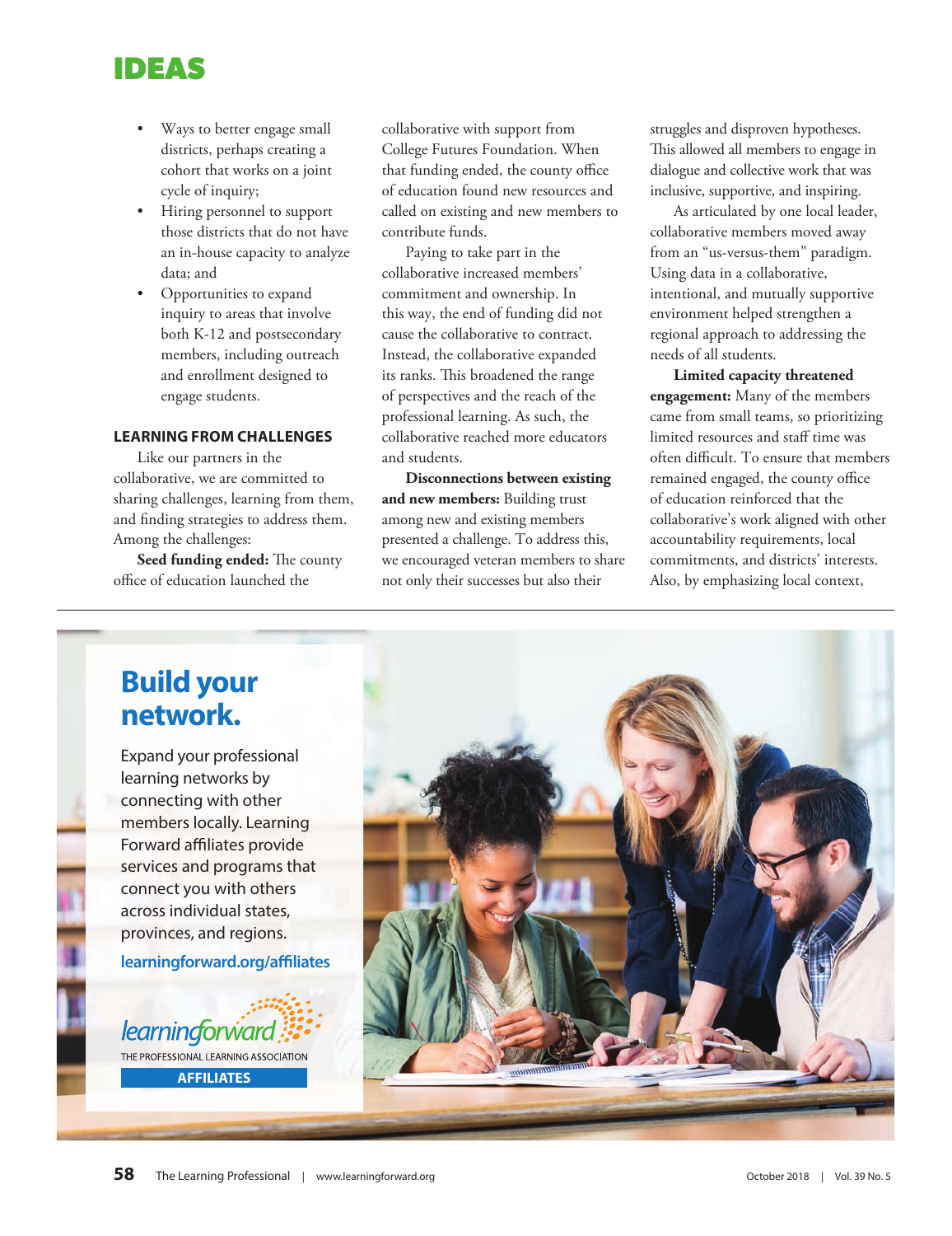# IDEAS

- Ways to better engage small districts, perhaps creating a cohort that works on a joint cycle of inquiry;
- Hiring personnel to support those districts that do not have an in-house capacity to analyze data; and
- Opportunities to expand inquiry to areas that involve both K-12 and postsecondary members, including outreach and enrollment designed to engage students.

### LEARNING FROM CHALLENGES

Like our partners in the collaborative, we are committed to sharing challenges, learning from them, and finding strategies to address them. Among the challenges:

**Seed funding ended:** The county office of education launched the collaborative with support from College Futures Foundation. When that funding ended, the county office of education found new resources and called on existing and new members to contribute funds.

Paying to take part in the collaborative increased members' commitment and ownership. In this way, the end of funding did not cause the collaborative to contract. Instead, the collaborative expanded its ranks. This broadened the range of perspectives and the reach of the professional learning. As such, the collaborative reached more educators and students.

**Disconnections between existing and new members:** Building trust among new and existing members presented a challenge. To address this, we encouraged veteran members to share not only their successes but also their struggles and disproven hypotheses. This allowed all members to engage in dialogue and collective work that was inclusive, supportive, and inspiring.

As articulated by one local leader, collaborative members moved away from an "us-versus-them" paradigm. Using data in a collaborative, intentional, and mutually supportive environment helped strengthen a regional approach to addressing the needs of all students.

**Limited capacity threatened engagement:** Many of the members came from small teams, so prioritizing limited resources and staff time was often difficult. To ensure that members remained engaged, the county office of education reinforced that the collaborative's work aligned with other accountability requirements, local commitments, and districts' interests. Also, by emphasizing local context,

## Build your network.

Expand your professional learning networks by connecting with other members locally. Learning Forward affiliates provide services and programs that connect you with others across individual states, provinces, and regions.

learningforward.org/affiliates

learningforward
THE PROFESSIONAL LEARNING ASSOCIATION
AFFILIATES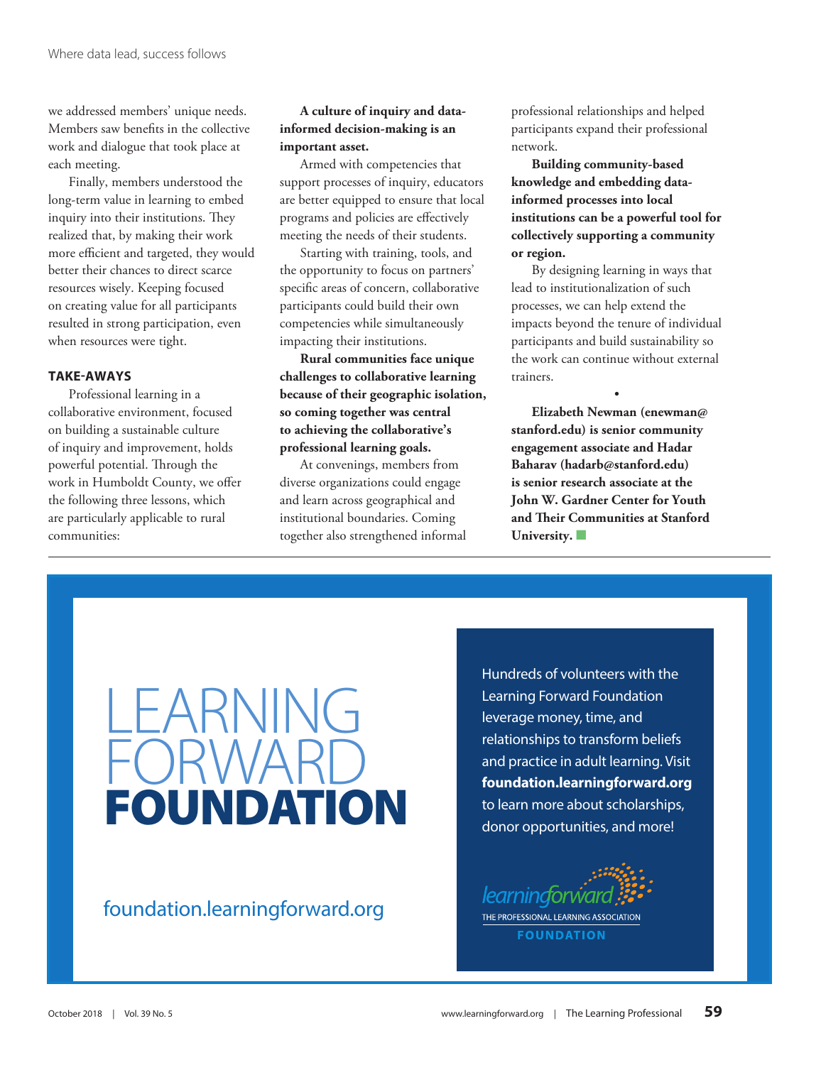we addressed members' unique needs. Members saw benefits in the collective work and dialogue that took place at each meeting.

Finally, members understood the long-term value in learning to embed inquiry into their institutions. They realized that, by making their work more efficient and targeted, they would better their chances to direct scarce resources wisely. Keeping focused on creating value for all participants resulted in strong participation, even when resources were tight.

## TAKE-AWAYS

Professional learning in a collaborative environment, focused on building a sustainable culture of inquiry and improvement, holds powerful potential. Through the work in Humboldt County, we offer the following three lessons, which are particularly applicable to rural communities:

**A culture of inquiry and data-informed decision-making is an important asset.**

Armed with competencies that support processes of inquiry, educators are better equipped to ensure that local programs and policies are effectively meeting the needs of their students.

Starting with training, tools, and the opportunity to focus on partners' specific areas of concern, collaborative participants could build their own competencies while simultaneously impacting their institutions.

**Rural communities face unique challenges to collaborative learning because of their geographic isolation, so coming together was central to achieving the collaborative's professional learning goals.**

At convenings, members from diverse organizations could engage and learn across geographical and institutional boundaries. Coming together also strengthened informal professional relationships and helped participants expand their professional network.

**Building community-based knowledge and embedding data-informed processes into local institutions can be a powerful tool for collectively supporting a community or region.**

By designing learning in ways that lead to institutionalization of such processes, we can help extend the impacts beyond the tenure of individual participants and build sustainability so the work can continue without external trainers.

•

**Elizabeth Newman (enewman@stanford.edu) is senior community engagement associate and Hadar Baharav (hadarb@stanford.edu) is senior research associate at the John W. Gardner Center for Youth and Their Communities at Stanford University.**

---

LEARNING FORWARD **FOUNDATION**

foundation.learningforward.org

Hundreds of volunteers with the Learning Forward Foundation leverage money, time, and relationships to transform beliefs and practice in adult learning. Visit **foundation.learningforward.org** to learn more about scholarships, donor opportunities, and more!

learningforward THE PROFESSIONAL LEARNING ASSOCIATION FOUNDATION